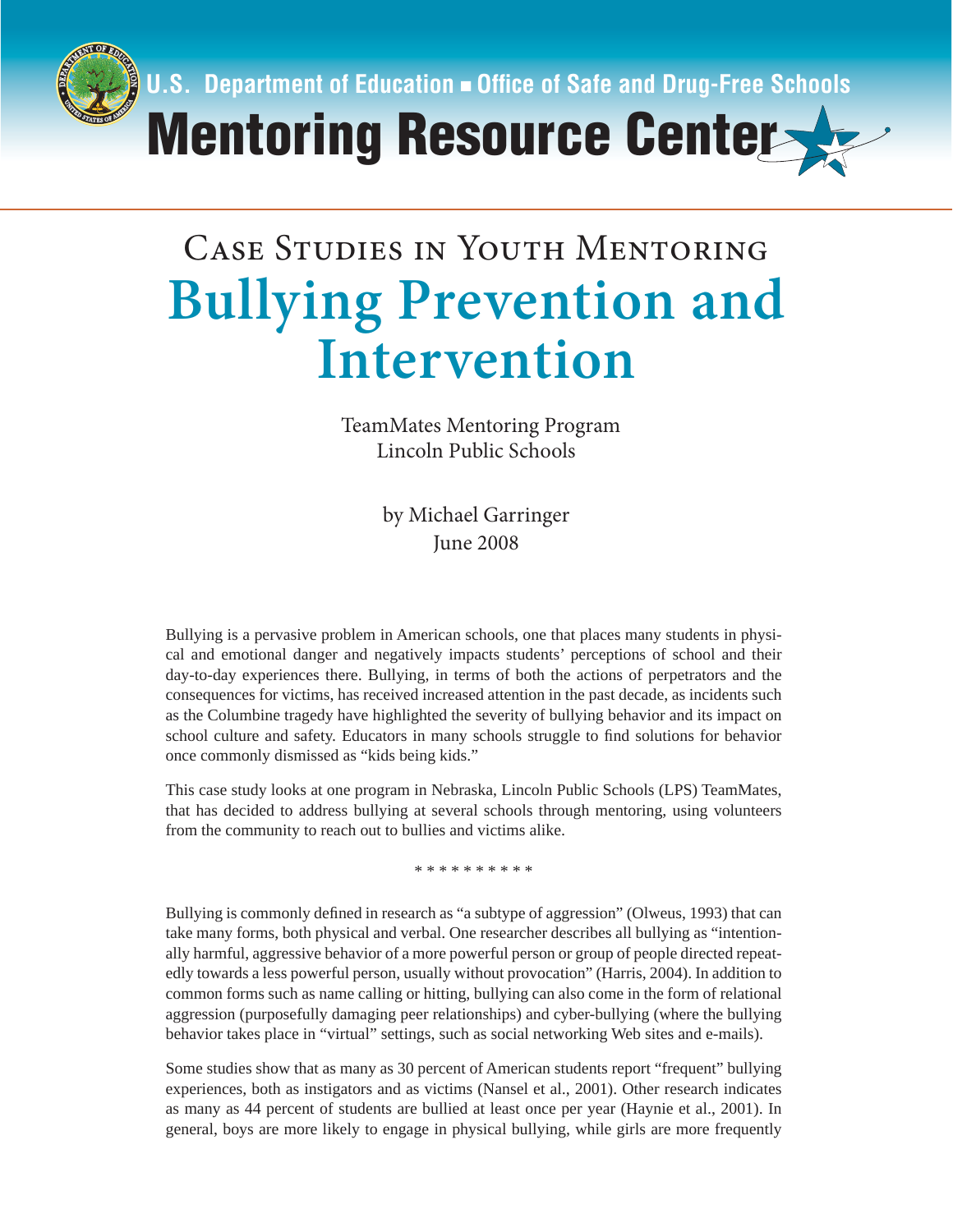U.S. Department of Education ■ Office of Safe and Drug-Free Schools

# Mentoring Resource Center

## Case Studies in Youth Mentoring

# Bullying Prevention and Intervention

TeamMates Mentoring Program
Lincoln Public Schools

by Michael Garringer
June 2008

Bullying is a pervasive problem in American schools, one that places many students in physical and emotional danger and negatively impacts students' perceptions of school and their day-to-day experiences there. Bullying, in terms of both the actions of perpetrators and the consequences for victims, has received increased attention in the past decade, as incidents such as the Columbine tragedy have highlighted the severity of bullying behavior and its impact on school culture and safety. Educators in many schools struggle to find solutions for behavior once commonly dismissed as "kids being kids."

This case study looks at one program in Nebraska, Lincoln Public Schools (LPS) TeamMates, that has decided to address bullying at several schools through mentoring, using volunteers from the community to reach out to bullies and victims alike.

\* \* \* \* \* \* \* \* \* \*

Bullying is commonly defined in research as "a subtype of aggression" (Olweus, 1993) that can take many forms, both physical and verbal. One researcher describes all bullying as "intentionally harmful, aggressive behavior of a more powerful person or group of people directed repeatedly towards a less powerful person, usually without provocation" (Harris, 2004). In addition to common forms such as name calling or hitting, bullying can also come in the form of relational aggression (purposefully damaging peer relationships) and cyber-bullying (where the bullying behavior takes place in "virtual" settings, such as social networking Web sites and e-mails).

Some studies show that as many as 30 percent of American students report "frequent" bullying experiences, both as instigators and as victims (Nansel et al., 2001). Other research indicates as many as 44 percent of students are bullied at least once per year (Haynie et al., 2001). In general, boys are more likely to engage in physical bullying, while girls are more frequently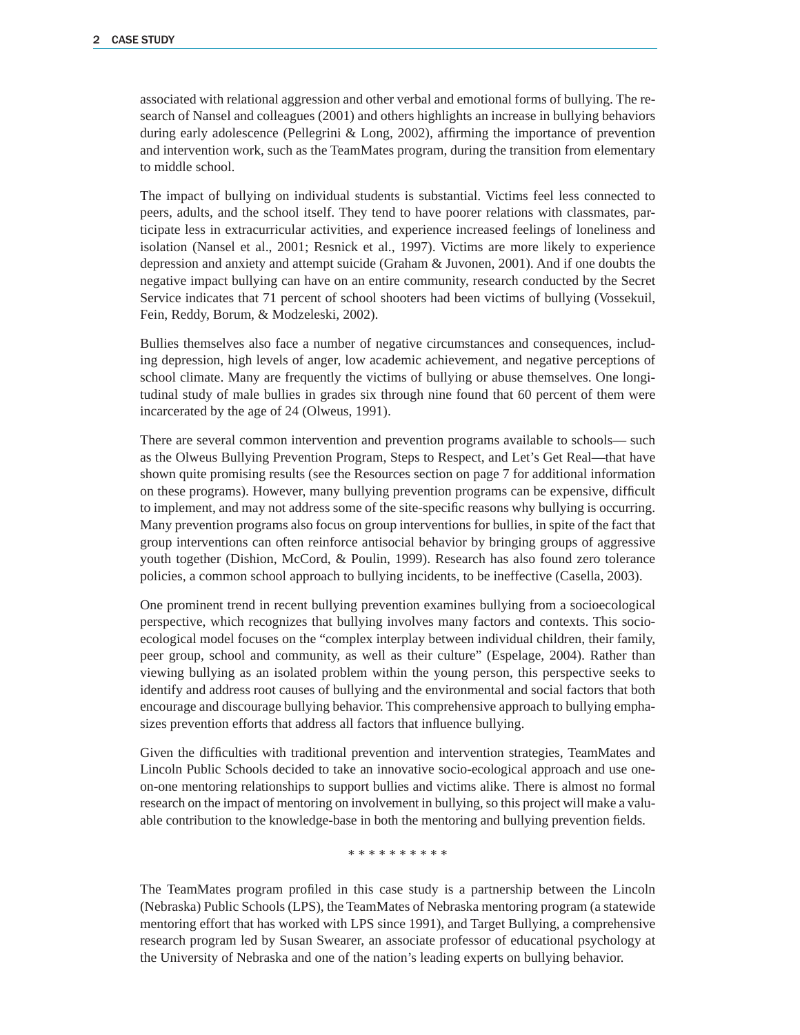associated with relational aggression and other verbal and emotional forms of bullying. The research of Nansel and colleagues (2001) and others highlights an increase in bullying behaviors during early adolescence (Pellegrini & Long, 2002), affirming the importance of prevention and intervention work, such as the TeamMates program, during the transition from elementary to middle school.

The impact of bullying on individual students is substantial. Victims feel less connected to peers, adults, and the school itself. They tend to have poorer relations with classmates, participate less in extracurricular activities, and experience increased feelings of loneliness and isolation (Nansel et al., 2001; Resnick et al., 1997). Victims are more likely to experience depression and anxiety and attempt suicide (Graham & Juvonen, 2001). And if one doubts the negative impact bullying can have on an entire community, research conducted by the Secret Service indicates that 71 percent of school shooters had been victims of bullying (Vossekuil, Fein, Reddy, Borum, & Modzeleski, 2002).

Bullies themselves also face a number of negative circumstances and consequences, including depression, high levels of anger, low academic achievement, and negative perceptions of school climate. Many are frequently the victims of bullying or abuse themselves. One longitudinal study of male bullies in grades six through nine found that 60 percent of them were incarcerated by the age of 24 (Olweus, 1991).

There are several common intervention and prevention programs available to schools— such as the Olweus Bullying Prevention Program, Steps to Respect, and Let's Get Real—that have shown quite promising results (see the Resources section on page 7 for additional information on these programs). However, many bullying prevention programs can be expensive, difficult to implement, and may not address some of the site-specific reasons why bullying is occurring. Many prevention programs also focus on group interventions for bullies, in spite of the fact that group interventions can often reinforce antisocial behavior by bringing groups of aggressive youth together (Dishion, McCord, & Poulin, 1999). Research has also found zero tolerance policies, a common school approach to bullying incidents, to be ineffective (Casella, 2003).

One prominent trend in recent bullying prevention examines bullying from a socioecological perspective, which recognizes that bullying involves many factors and contexts. This socio-ecological model focuses on the "complex interplay between individual children, their family, peer group, school and community, as well as their culture" (Espelage, 2004). Rather than viewing bullying as an isolated problem within the young person, this perspective seeks to identify and address root causes of bullying and the environmental and social factors that both encourage and discourage bullying behavior. This comprehensive approach to bullying emphasizes prevention efforts that address all factors that influence bullying.

Given the difficulties with traditional prevention and intervention strategies, TeamMates and Lincoln Public Schools decided to take an innovative socio-ecological approach and use one-on-one mentoring relationships to support bullies and victims alike. There is almost no formal research on the impact of mentoring on involvement in bullying, so this project will make a valuable contribution to the knowledge-base in both the mentoring and bullying prevention fields.

* * * * * * * * * *

The TeamMates program profiled in this case study is a partnership between the Lincoln (Nebraska) Public Schools (LPS), the TeamMates of Nebraska mentoring program (a statewide mentoring effort that has worked with LPS since 1991), and Target Bullying, a comprehensive research program led by Susan Swearer, an associate professor of educational psychology at the University of Nebraska and one of the nation's leading experts on bullying behavior.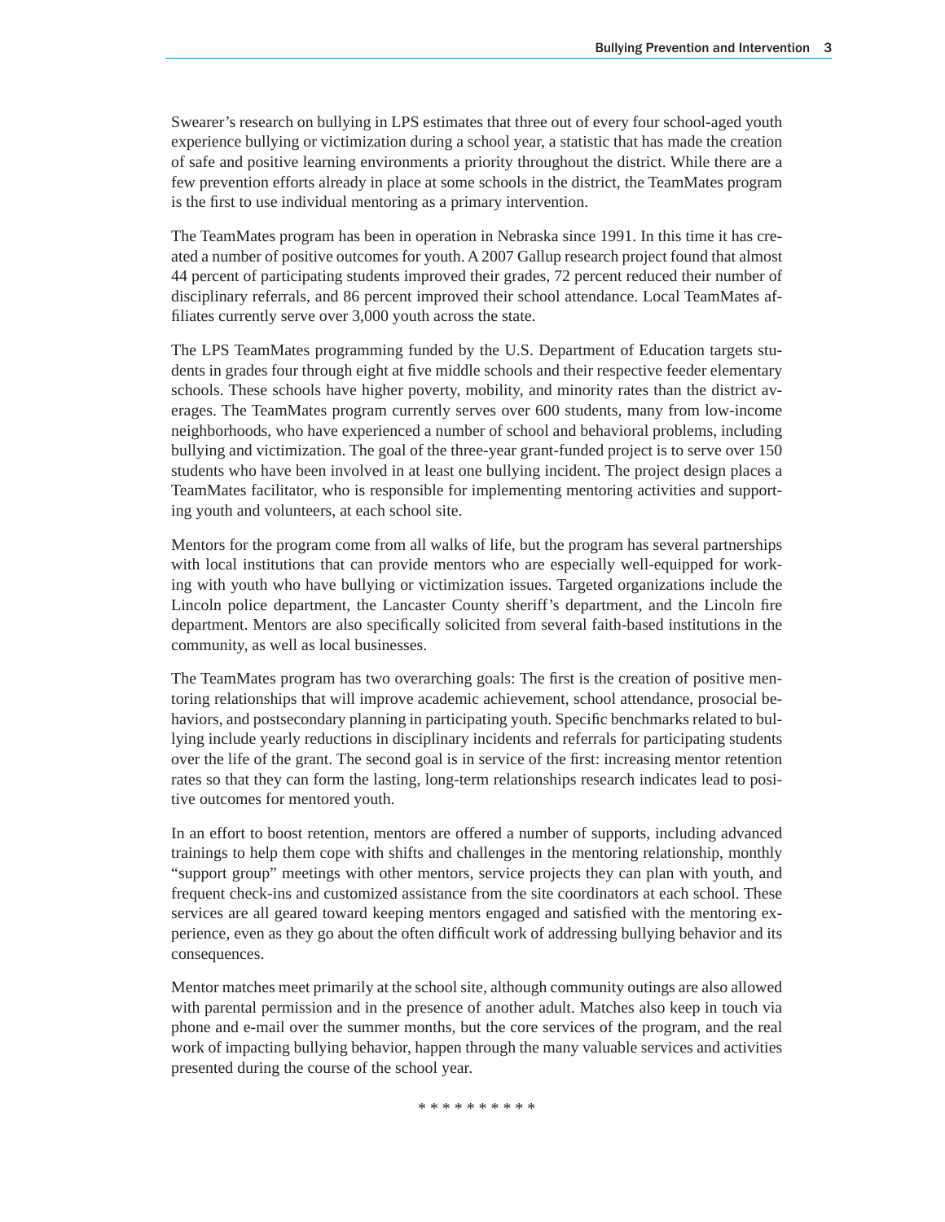Swearer's research on bullying in LPS estimates that three out of every four school-aged youth experience bullying or victimization during a school year, a statistic that has made the creation of safe and positive learning environments a priority throughout the district. While there are a few prevention efforts already in place at some schools in the district, the TeamMates program is the first to use individual mentoring as a primary intervention.

The TeamMates program has been in operation in Nebraska since 1991. In this time it has created a number of positive outcomes for youth. A 2007 Gallup research project found that almost 44 percent of participating students improved their grades, 72 percent reduced their number of disciplinary referrals, and 86 percent improved their school attendance. Local TeamMates affiliates currently serve over 3,000 youth across the state.

The LPS TeamMates programming funded by the U.S. Department of Education targets students in grades four through eight at five middle schools and their respective feeder elementary schools. These schools have higher poverty, mobility, and minority rates than the district averages. The TeamMates program currently serves over 600 students, many from low-income neighborhoods, who have experienced a number of school and behavioral problems, including bullying and victimization. The goal of the three-year grant-funded project is to serve over 150 students who have been involved in at least one bullying incident. The project design places a TeamMates facilitator, who is responsible for implementing mentoring activities and supporting youth and volunteers, at each school site.

Mentors for the program come from all walks of life, but the program has several partnerships with local institutions that can provide mentors who are especially well-equipped for working with youth who have bullying or victimization issues. Targeted organizations include the Lincoln police department, the Lancaster County sheriff's department, and the Lincoln fire department. Mentors are also specifically solicited from several faith-based institutions in the community, as well as local businesses.

The TeamMates program has two overarching goals: The first is the creation of positive mentoring relationships that will improve academic achievement, school attendance, prosocial behaviors, and postsecondary planning in participating youth. Specific benchmarks related to bullying include yearly reductions in disciplinary incidents and referrals for participating students over the life of the grant. The second goal is in service of the first: increasing mentor retention rates so that they can form the lasting, long-term relationships research indicates lead to positive outcomes for mentored youth.

In an effort to boost retention, mentors are offered a number of supports, including advanced trainings to help them cope with shifts and challenges in the mentoring relationship, monthly "support group" meetings with other mentors, service projects they can plan with youth, and frequent check-ins and customized assistance from the site coordinators at each school. These services are all geared toward keeping mentors engaged and satisfied with the mentoring experience, even as they go about the often difficult work of addressing bullying behavior and its consequences.

Mentor matches meet primarily at the school site, although community outings are also allowed with parental permission and in the presence of another adult. Matches also keep in touch via phone and e-mail over the summer months, but the core services of the program, and the real work of impacting bullying behavior, happen through the many valuable services and activities presented during the course of the school year.

* * * * * * * * * *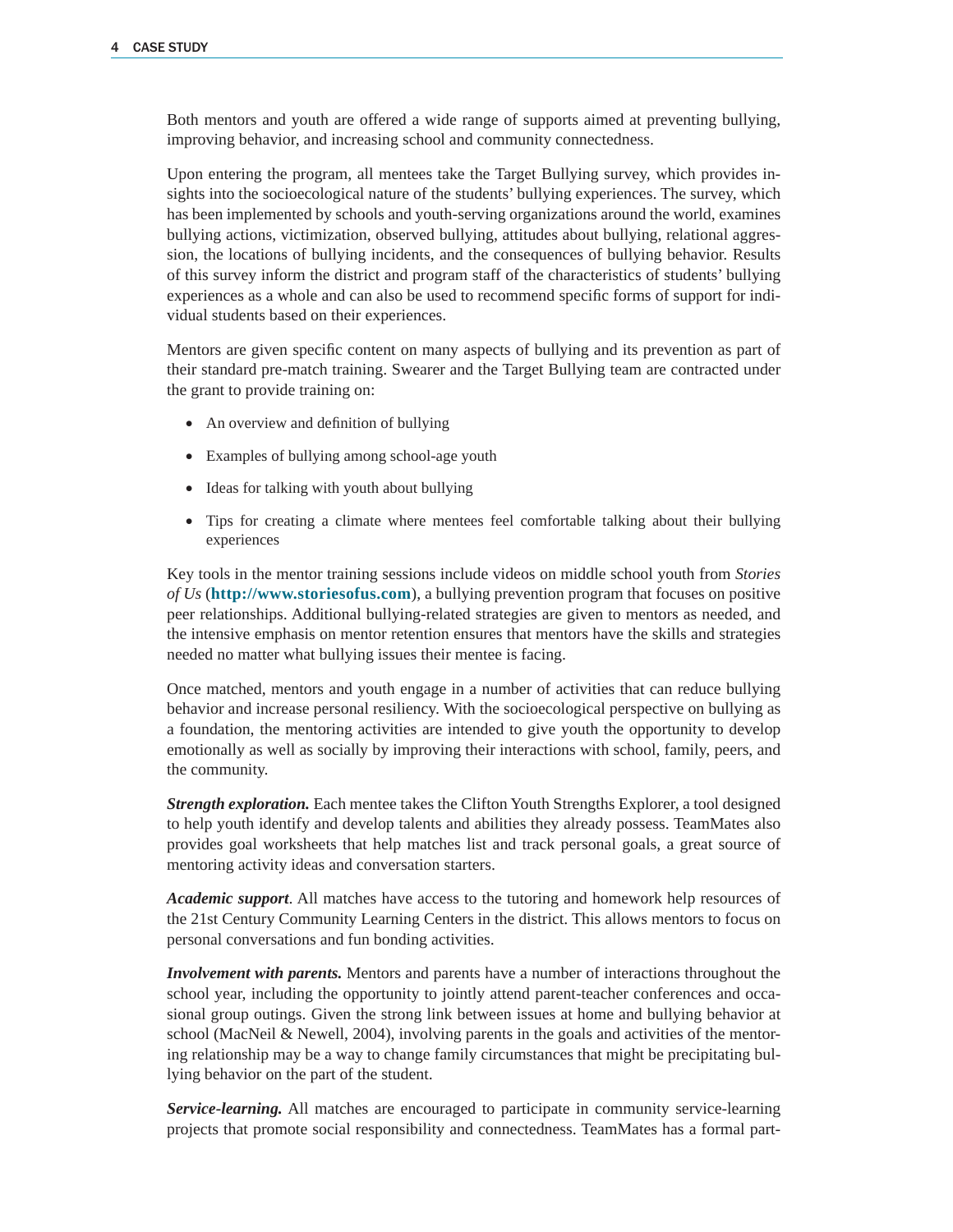Both mentors and youth are offered a wide range of supports aimed at preventing bullying, improving behavior, and increasing school and community connectedness.

Upon entering the program, all mentees take the Target Bullying survey, which provides insights into the socioecological nature of the students' bullying experiences. The survey, which has been implemented by schools and youth-serving organizations around the world, examines bullying actions, victimization, observed bullying, attitudes about bullying, relational aggression, the locations of bullying incidents, and the consequences of bullying behavior. Results of this survey inform the district and program staff of the characteristics of students' bullying experiences as a whole and can also be used to recommend specific forms of support for individual students based on their experiences.

Mentors are given specific content on many aspects of bullying and its prevention as part of their standard pre-match training. Swearer and the Target Bullying team are contracted under the grant to provide training on:

- An overview and definition of bullying
- Examples of bullying among school-age youth
- Ideas for talking with youth about bullying
- Tips for creating a climate where mentees feel comfortable talking about their bullying experiences

Key tools in the mentor training sessions include videos on middle school youth from *Stories of Us* (**http://www.storiesofus.com**), a bullying prevention program that focuses on positive peer relationships. Additional bullying-related strategies are given to mentors as needed, and the intensive emphasis on mentor retention ensures that mentors have the skills and strategies needed no matter what bullying issues their mentee is facing.

Once matched, mentors and youth engage in a number of activities that can reduce bullying behavior and increase personal resiliency. With the socioecological perspective on bullying as a foundation, the mentoring activities are intended to give youth the opportunity to develop emotionally as well as socially by improving their interactions with school, family, peers, and the community.

***Strength exploration.*** Each mentee takes the Clifton Youth Strengths Explorer, a tool designed to help youth identify and develop talents and abilities they already possess. TeamMates also provides goal worksheets that help matches list and track personal goals, a great source of mentoring activity ideas and conversation starters.

***Academic support***. All matches have access to the tutoring and homework help resources of the 21st Century Community Learning Centers in the district. This allows mentors to focus on personal conversations and fun bonding activities.

***Involvement with parents.*** Mentors and parents have a number of interactions throughout the school year, including the opportunity to jointly attend parent-teacher conferences and occasional group outings. Given the strong link between issues at home and bullying behavior at school (MacNeil & Newell, 2004), involving parents in the goals and activities of the mentoring relationship may be a way to change family circumstances that might be precipitating bullying behavior on the part of the student.

***Service-learning.*** All matches are encouraged to participate in community service-learning projects that promote social responsibility and connectedness. TeamMates has a formal part-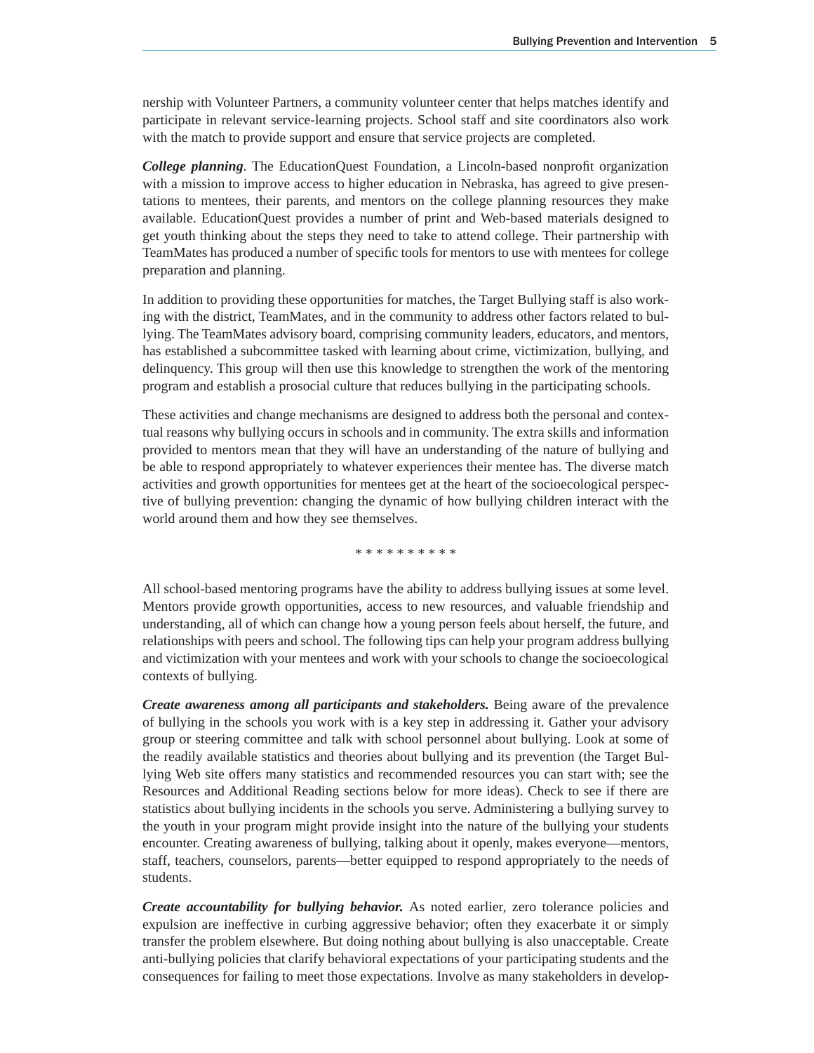nership with Volunteer Partners, a community volunteer center that helps matches identify and participate in relevant service-learning projects. School staff and site coordinators also work with the match to provide support and ensure that service projects are completed.

***College planning***. The EducationQuest Foundation, a Lincoln-based nonprofit organization with a mission to improve access to higher education in Nebraska, has agreed to give presentations to mentees, their parents, and mentors on the college planning resources they make available. EducationQuest provides a number of print and Web-based materials designed to get youth thinking about the steps they need to take to attend college. Their partnership with TeamMates has produced a number of specific tools for mentors to use with mentees for college preparation and planning.

In addition to providing these opportunities for matches, the Target Bullying staff is also working with the district, TeamMates, and in the community to address other factors related to bullying. The TeamMates advisory board, comprising community leaders, educators, and mentors, has established a subcommittee tasked with learning about crime, victimization, bullying, and delinquency. This group will then use this knowledge to strengthen the work of the mentoring program and establish a prosocial culture that reduces bullying in the participating schools.

These activities and change mechanisms are designed to address both the personal and contextual reasons why bullying occurs in schools and in community. The extra skills and information provided to mentors mean that they will have an understanding of the nature of bullying and be able to respond appropriately to whatever experiences their mentee has. The diverse match activities and growth opportunities for mentees get at the heart of the socioecological perspective of bullying prevention: changing the dynamic of how bullying children interact with the world around them and how they see themselves.

\* \* \* \* \* \* \* \* \* \*

All school-based mentoring programs have the ability to address bullying issues at some level. Mentors provide growth opportunities, access to new resources, and valuable friendship and understanding, all of which can change how a young person feels about herself, the future, and relationships with peers and school. The following tips can help your program address bullying and victimization with your mentees and work with your schools to change the socioecological contexts of bullying.

***Create awareness among all participants and stakeholders.*** Being aware of the prevalence of bullying in the schools you work with is a key step in addressing it. Gather your advisory group or steering committee and talk with school personnel about bullying. Look at some of the readily available statistics and theories about bullying and its prevention (the Target Bullying Web site offers many statistics and recommended resources you can start with; see the Resources and Additional Reading sections below for more ideas). Check to see if there are statistics about bullying incidents in the schools you serve. Administering a bullying survey to the youth in your program might provide insight into the nature of the bullying your students encounter. Creating awareness of bullying, talking about it openly, makes everyone—mentors, staff, teachers, counselors, parents—better equipped to respond appropriately to the needs of students.

***Create accountability for bullying behavior.*** As noted earlier, zero tolerance policies and expulsion are ineffective in curbing aggressive behavior; often they exacerbate it or simply transfer the problem elsewhere. But doing nothing about bullying is also unacceptable. Create anti-bullying policies that clarify behavioral expectations of your participating students and the consequences for failing to meet those expectations. Involve as many stakeholders in develop-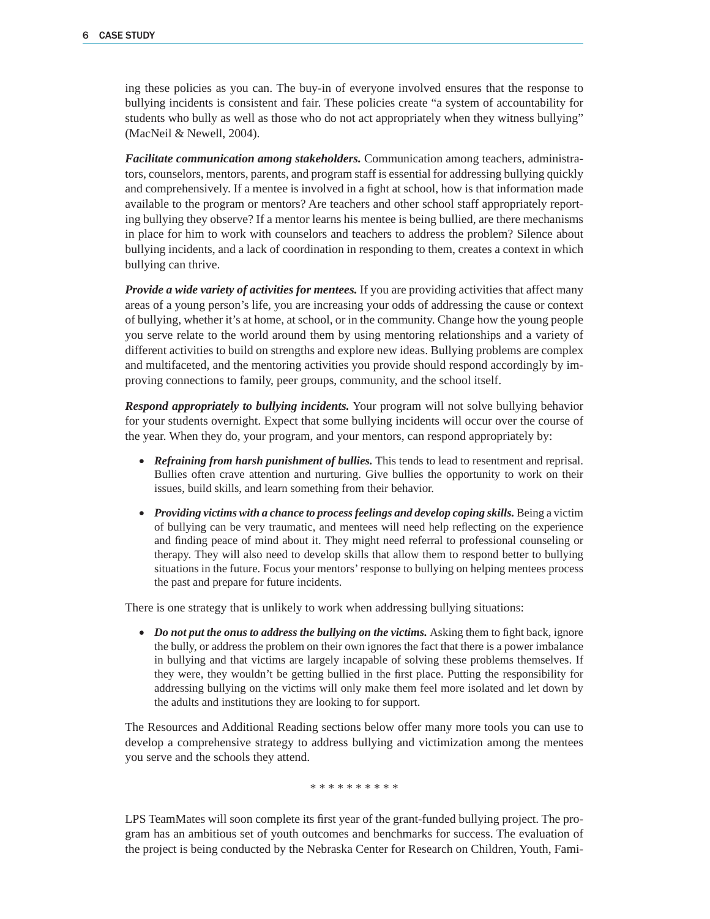ing these policies as you can. The buy-in of everyone involved ensures that the response to bullying incidents is consistent and fair. These policies create "a system of accountability for students who bully as well as those who do not act appropriately when they witness bullying" (MacNeil & Newell, 2004).

***Facilitate communication among stakeholders.*** Communication among teachers, administrators, counselors, mentors, parents, and program staff is essential for addressing bullying quickly and comprehensively. If a mentee is involved in a fight at school, how is that information made available to the program or mentors? Are teachers and other school staff appropriately reporting bullying they observe? If a mentor learns his mentee is being bullied, are there mechanisms in place for him to work with counselors and teachers to address the problem? Silence about bullying incidents, and a lack of coordination in responding to them, creates a context in which bullying can thrive.

***Provide a wide variety of activities for mentees.*** If you are providing activities that affect many areas of a young person's life, you are increasing your odds of addressing the cause or context of bullying, whether it's at home, at school, or in the community. Change how the young people you serve relate to the world around them by using mentoring relationships and a variety of different activities to build on strengths and explore new ideas. Bullying problems are complex and multifaceted, and the mentoring activities you provide should respond accordingly by improving connections to family, peer groups, community, and the school itself.

***Respond appropriately to bullying incidents.*** Your program will not solve bullying behavior for your students overnight. Expect that some bullying incidents will occur over the course of the year. When they do, your program, and your mentors, can respond appropriately by:

- ***Refraining from harsh punishment of bullies.*** This tends to lead to resentment and reprisal. Bullies often crave attention and nurturing. Give bullies the opportunity to work on their issues, build skills, and learn something from their behavior.
- ***Providing victims with a chance to process feelings and develop coping skills.*** Being a victim of bullying can be very traumatic, and mentees will need help reflecting on the experience and finding peace of mind about it. They might need referral to professional counseling or therapy. They will also need to develop skills that allow them to respond better to bullying situations in the future. Focus your mentors' response to bullying on helping mentees process the past and prepare for future incidents.

There is one strategy that is unlikely to work when addressing bullying situations:

- ***Do not put the onus to address the bullying on the victims.*** Asking them to fight back, ignore the bully, or address the problem on their own ignores the fact that there is a power imbalance in bullying and that victims are largely incapable of solving these problems themselves. If they were, they wouldn't be getting bullied in the first place. Putting the responsibility for addressing bullying on the victims will only make them feel more isolated and let down by the adults and institutions they are looking to for support.

The Resources and Additional Reading sections below offer many more tools you can use to develop a comprehensive strategy to address bullying and victimization among the mentees you serve and the schools they attend.

* * * * * * * * * *

LPS TeamMates will soon complete its first year of the grant-funded bullying project. The program has an ambitious set of youth outcomes and benchmarks for success. The evaluation of the project is being conducted by the Nebraska Center for Research on Children, Youth, Fami-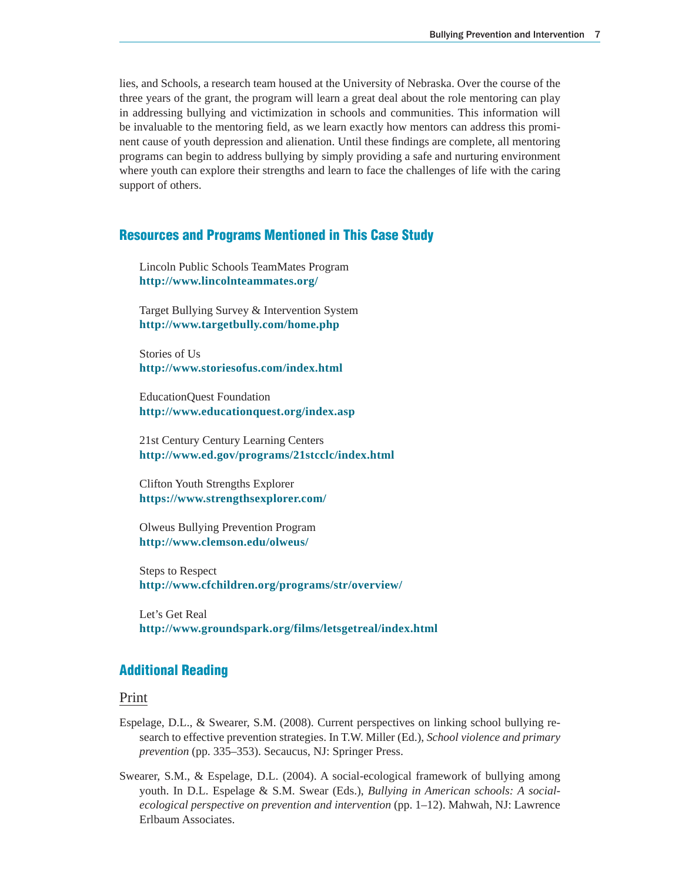lies, and Schools, a research team housed at the University of Nebraska. Over the course of the three years of the grant, the program will learn a great deal about the role mentoring can play in addressing bullying and victimization in schools and communities. This information will be invaluable to the mentoring field, as we learn exactly how mentors can address this prominent cause of youth depression and alienation. Until these findings are complete, all mentoring programs can begin to address bullying by simply providing a safe and nurturing environment where youth can explore their strengths and learn to face the challenges of life with the caring support of others.

## Resources and Programs Mentioned in This Case Study

Lincoln Public Schools TeamMates Program
**http://www.lincolnteammates.org/**

Target Bullying Survey & Intervention System
**http://www.targetbully.com/home.php**

Stories of Us
**http://www.storiesofus.com/index.html**

EducationQuest Foundation
**http://www.educationquest.org/index.asp**

21st Century Century Learning Centers
**http://www.ed.gov/programs/21stcclc/index.html**

Clifton Youth Strengths Explorer
**https://www.strengthsexplorer.com/**

Olweus Bullying Prevention Program
**http://www.clemson.edu/olweus/**

Steps to Respect
**http://www.cfchildren.org/programs/str/overview/**

Let's Get Real
**http://www.groundspark.org/films/letsgetreal/index.html**

## Additional Reading

### Print

Espelage, D.L., & Swearer, S.M. (2008). Current perspectives on linking school bullying research to effective prevention strategies. In T.W. Miller (Ed.), *School violence and primary prevention* (pp. 335–353). Secaucus, NJ: Springer Press.

Swearer, S.M., & Espelage, D.L. (2004). A social-ecological framework of bullying among youth. In D.L. Espelage & S.M. Swear (Eds.), *Bullying in American schools: A social-ecological perspective on prevention and intervention* (pp. 1–12). Mahwah, NJ: Lawrence Erlbaum Associates.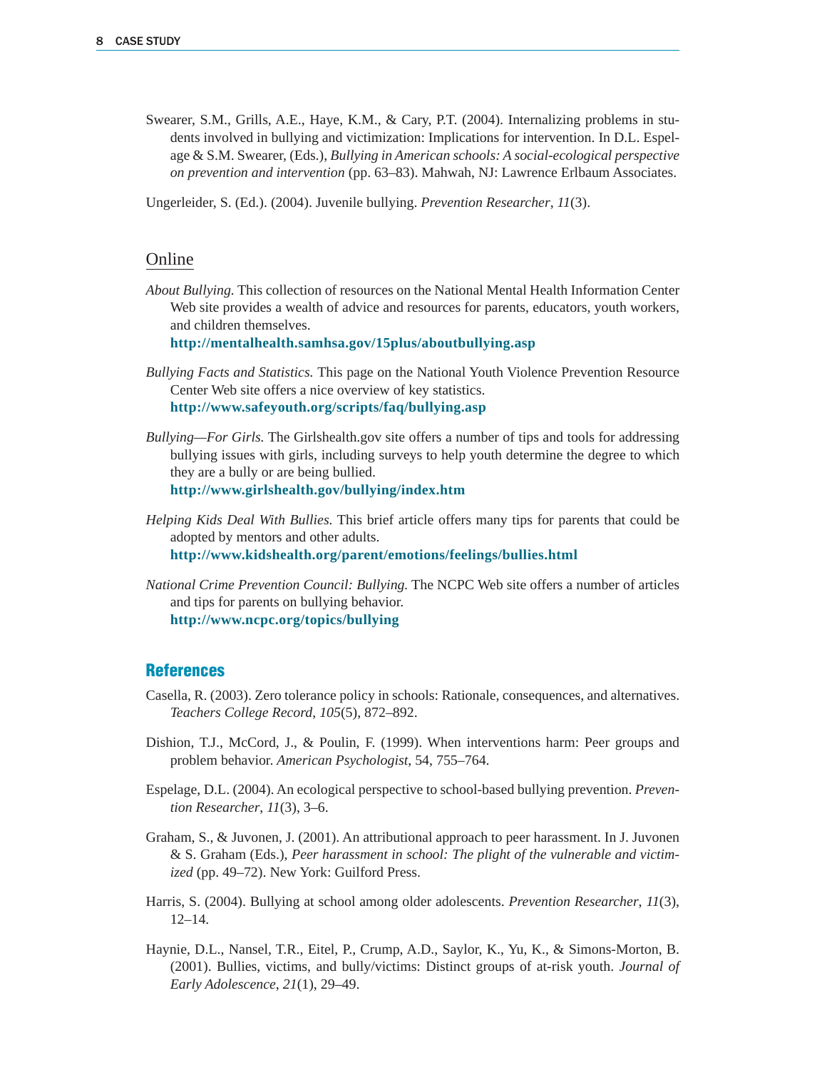Swearer, S.M., Grills, A.E., Haye, K.M., & Cary, P.T. (2004). Internalizing problems in students involved in bullying and victimization: Implications for intervention. In D.L. Espelage & S.M. Swearer, (Eds.), *Bullying in American schools: A social-ecological perspective on prevention and intervention* (pp. 63–83). Mahwah, NJ: Lawrence Erlbaum Associates.

Ungerleider, S. (Ed.). (2004). Juvenile bullying. *Prevention Researcher*, *11*(3).

### Online

*About Bullying.* This collection of resources on the National Mental Health Information Center Web site provides a wealth of advice and resources for parents, educators, youth workers, and children themselves.
**http://mentalhealth.samhsa.gov/15plus/aboutbullying.asp**

*Bullying Facts and Statistics.* This page on the National Youth Violence Prevention Resource Center Web site offers a nice overview of key statistics.
**http://www.safeyouth.org/scripts/faq/bullying.asp**

*Bullying—For Girls.* The Girlshealth.gov site offers a number of tips and tools for addressing bullying issues with girls, including surveys to help youth determine the degree to which they are a bully or are being bullied.
**http://www.girlshealth.gov/bullying/index.htm**

*Helping Kids Deal With Bullies.* This brief article offers many tips for parents that could be adopted by mentors and other adults.
**http://www.kidshealth.org/parent/emotions/feelings/bullies.html**

*National Crime Prevention Council: Bullying.* The NCPC Web site offers a number of articles and tips for parents on bullying behavior.
**http://www.ncpc.org/topics/bullying**

## References

Casella, R. (2003). Zero tolerance policy in schools: Rationale, consequences, and alternatives. *Teachers College Record*, *105*(5), 872–892.

Dishion, T.J., McCord, J., & Poulin, F. (1999). When interventions harm: Peer groups and problem behavior. *American Psychologist*, 54, 755–764.

Espelage, D.L. (2004). An ecological perspective to school-based bullying prevention. *Prevention Researcher*, *11*(3), 3–6.

Graham, S., & Juvonen, J. (2001). An attributional approach to peer harassment. In J. Juvonen & S. Graham (Eds.), *Peer harassment in school: The plight of the vulnerable and victimized* (pp. 49–72). New York: Guilford Press.

Harris, S. (2004). Bullying at school among older adolescents. *Prevention Researcher*, *11*(3), 12–14.

Haynie, D.L., Nansel, T.R., Eitel, P., Crump, A.D., Saylor, K., Yu, K., & Simons-Morton, B. (2001). Bullies, victims, and bully/victims: Distinct groups of at-risk youth. *Journal of Early Adolescence*, *21*(1), 29–49.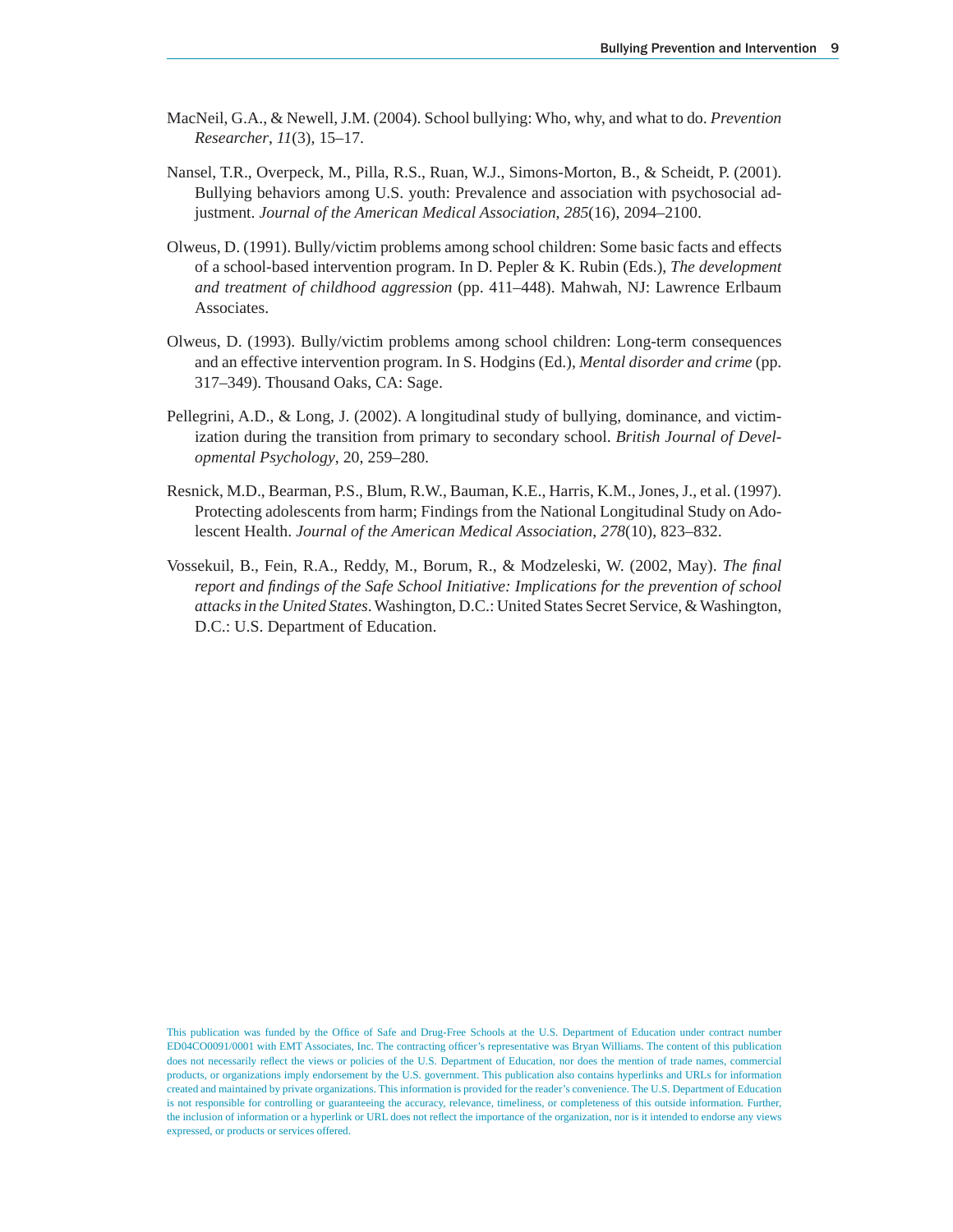MacNeil, G.A., & Newell, J.M. (2004). School bullying: Who, why, and what to do. *Prevention Researcher*, *11*(3), 15–17.

Nansel, T.R., Overpeck, M., Pilla, R.S., Ruan, W.J., Simons-Morton, B., & Scheidt, P. (2001). Bullying behaviors among U.S. youth: Prevalence and association with psychosocial adjustment. *Journal of the American Medical Association*, *285*(16), 2094–2100.

Olweus, D. (1991). Bully/victim problems among school children: Some basic facts and effects of a school-based intervention program. In D. Pepler & K. Rubin (Eds.), *The development and treatment of childhood aggression* (pp. 411–448). Mahwah, NJ: Lawrence Erlbaum Associates.

Olweus, D. (1993). Bully/victim problems among school children: Long-term consequences and an effective intervention program. In S. Hodgins (Ed.), *Mental disorder and crime* (pp. 317–349). Thousand Oaks, CA: Sage.

Pellegrini, A.D., & Long, J. (2002). A longitudinal study of bullying, dominance, and victimization during the transition from primary to secondary school. *British Journal of Developmental Psychology*, 20, 259–280.

Resnick, M.D., Bearman, P.S., Blum, R.W., Bauman, K.E., Harris, K.M., Jones, J., et al. (1997). Protecting adolescents from harm; Findings from the National Longitudinal Study on Adolescent Health. *Journal of the American Medical Association*, *278*(10), 823–832.

Vossekuil, B., Fein, R.A., Reddy, M., Borum, R., & Modzeleski, W. (2002, May). *The final report and findings of the Safe School Initiative: Implications for the prevention of school attacks in the United States*. Washington, D.C.: United States Secret Service, & Washington, D.C.: U.S. Department of Education.

This publication was funded by the Office of Safe and Drug-Free Schools at the U.S. Department of Education under contract number ED04CO0091/0001 with EMT Associates, Inc. The contracting officer's representative was Bryan Williams. The content of this publication does not necessarily reflect the views or policies of the U.S. Department of Education, nor does the mention of trade names, commercial products, or organizations imply endorsement by the U.S. government. This publication also contains hyperlinks and URLs for information created and maintained by private organizations. This information is provided for the reader's convenience. The U.S. Department of Education is not responsible for controlling or guaranteeing the accuracy, relevance, timeliness, or completeness of this outside information. Further, the inclusion of information or a hyperlink or URL does not reflect the importance of the organization, nor is it intended to endorse any views expressed, or products or services offered.